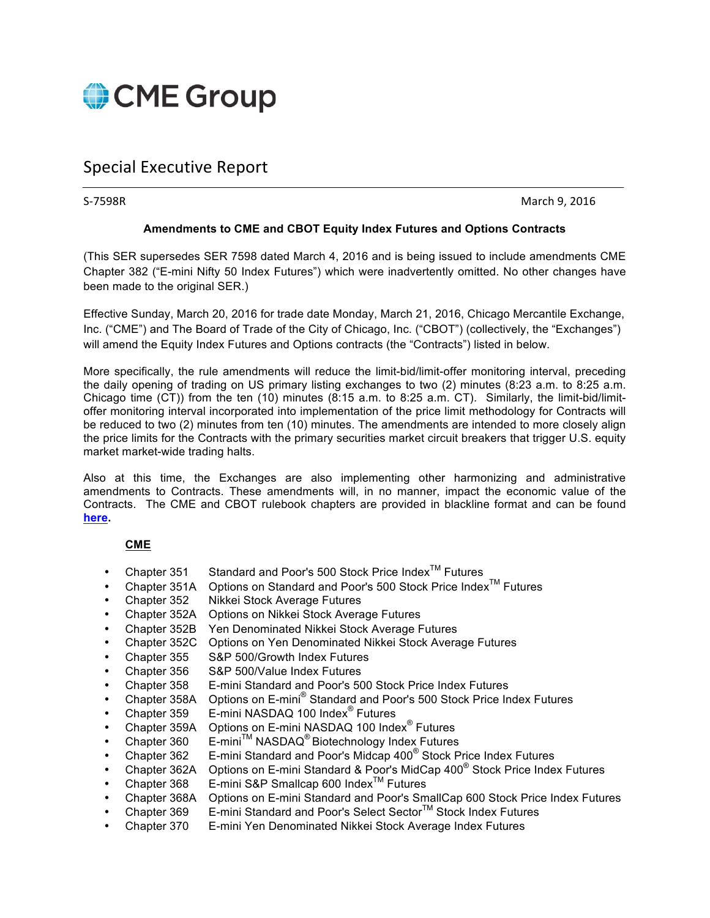CME Group

# Special Executive Report

S-7598R

March 9, 2016

**Amendments to CME and CBOT Equity Index Futures and Options Contracts**

(This SER supersedes SER 7598 dated March 4, 2016 and is being issued to include amendments CME Chapter 382 ("E-mini Nifty 50 Index Futures") which were inadvertently omitted. No other changes have been made to the original SER.)

Effective Sunday, March 20, 2016 for trade date Monday, March 21, 2016, Chicago Mercantile Exchange, Inc. ("CME") and The Board of Trade of the City of Chicago, Inc. ("CBOT") (collectively, the "Exchanges") will amend the Equity Index Futures and Options contracts (the "Contracts") listed in below.

More specifically, the rule amendments will reduce the limit-bid/limit-offer monitoring interval, preceding the daily opening of trading on US primary listing exchanges to two (2) minutes (8:23 a.m. to 8:25 a.m. Chicago time (CT)) from the ten (10) minutes (8:15 a.m. to 8:25 a.m. CT). Similarly, the limit-bid/limit-offer monitoring interval incorporated into implementation of the price limit methodology for Contracts will be reduced to two (2) minutes from ten (10) minutes. The amendments are intended to more closely align the price limits for the Contracts with the primary securities market circuit breakers that trigger U.S. equity market market-wide trading halts.

Also at this time, the Exchanges are also implementing other harmonizing and administrative amendments to Contracts. These amendments will, in no manner, impact the economic value of the Contracts. The CME and CBOT rulebook chapters are provided in blackline format and can be found **here**.

**CME**

- Chapter 351 Standard and Poor's 500 Stock Price Index™ Futures
- Chapter 351A Options on Standard and Poor's 500 Stock Price Index™ Futures
- Chapter 352 Nikkei Stock Average Futures
- Chapter 352A Options on Nikkei Stock Average Futures
- Chapter 352B Yen Denominated Nikkei Stock Average Futures
- Chapter 352C Options on Yen Denominated Nikkei Stock Average Futures
- Chapter 355 S&P 500/Growth Index Futures
- Chapter 356 S&P 500/Value Index Futures
- Chapter 358 E-mini Standard and Poor's 500 Stock Price Index Futures
- Chapter 358A Options on E-mini® Standard and Poor's 500 Stock Price Index Futures
- Chapter 359 E-mini NASDAQ 100 Index® Futures
- Chapter 359A Options on E-mini NASDAQ 100 Index® Futures
- Chapter 360 E-mini™ NASDAQ® Biotechnology Index Futures
- Chapter 362 E-mini Standard and Poor's Midcap 400® Stock Price Index Futures
- Chapter 362A Options on E-mini Standard & Poor's MidCap 400® Stock Price Index Futures
- Chapter 368 E-mini S&P Smallcap 600 Index™ Futures
- Chapter 368A Options on E-mini Standard and Poor's SmallCap 600 Stock Price Index Futures
- Chapter 369 E-mini Standard and Poor's Select Sector™ Stock Index Futures
- Chapter 370 E-mini Yen Denominated Nikkei Stock Average Index Futures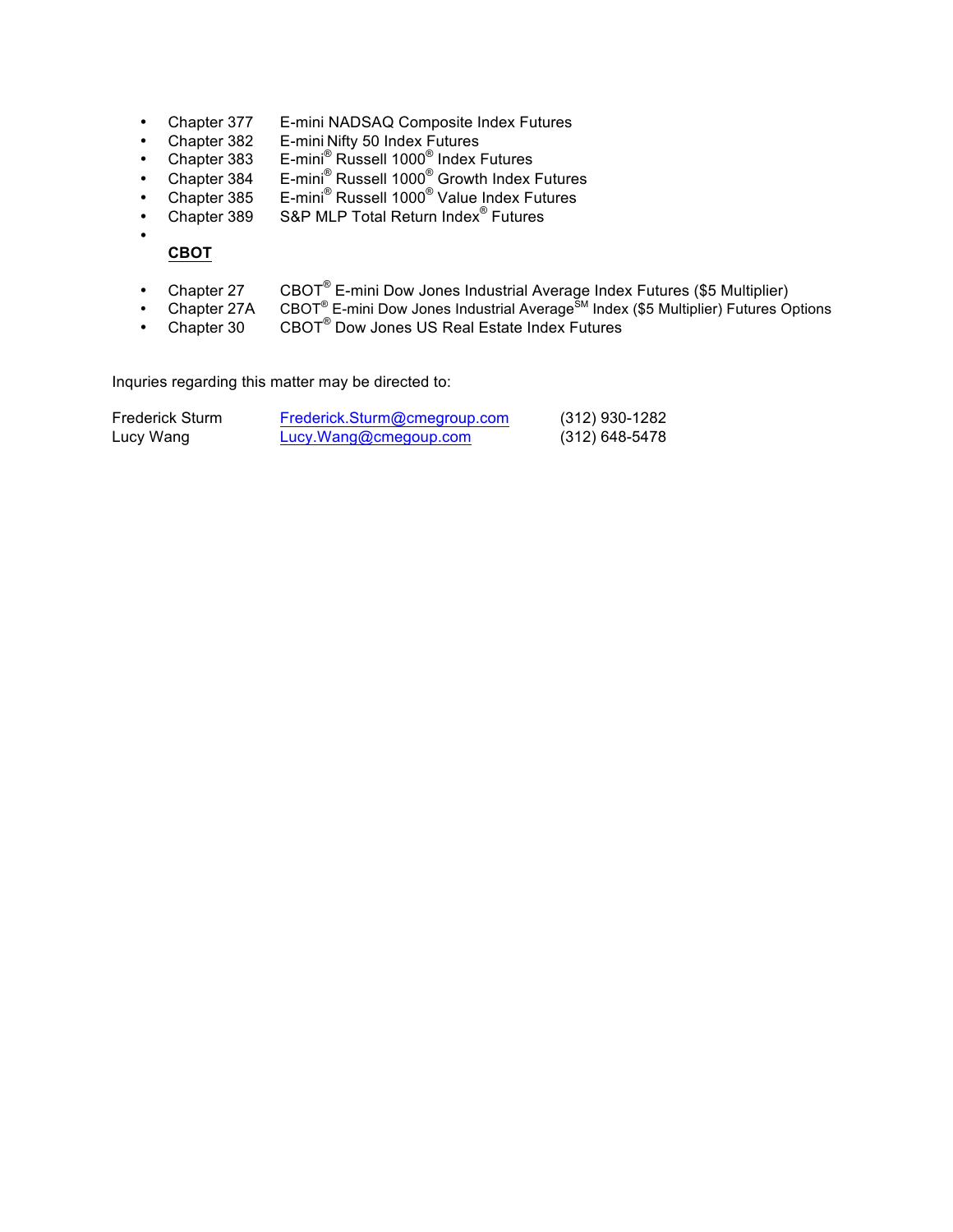- Chapter 377 E-mini NADSAQ Composite Index Futures
- Chapter 382 E-mini Nifty 50 Index Futures
- Chapter 383 E-mini® Russell 1000® Index Futures
- Chapter 384 E-mini® Russell 1000® Growth Index Futures
- Chapter 385 E-mini® Russell 1000® Value Index Futures
- Chapter 389 S&P MLP Total Return Index® Futures
- 

**CBOT**

- Chapter 27 CBOT® E-mini Dow Jones Industrial Average Index Futures ($5 Multiplier)
- Chapter 27A CBOT® E-mini Dow Jones Industrial Average℠ Index ($5 Multiplier) Futures Options
- Chapter 30 CBOT® Dow Jones US Real Estate Index Futures

Inquries regarding this matter may be directed to:

| | | |
|---|---|---|
| Frederick Sturm | Frederick.Sturm@cmegroup.com | (312) 930-1282 |
| Lucy Wang | Lucy.Wang@cmegoup.com | (312) 648-5478 |